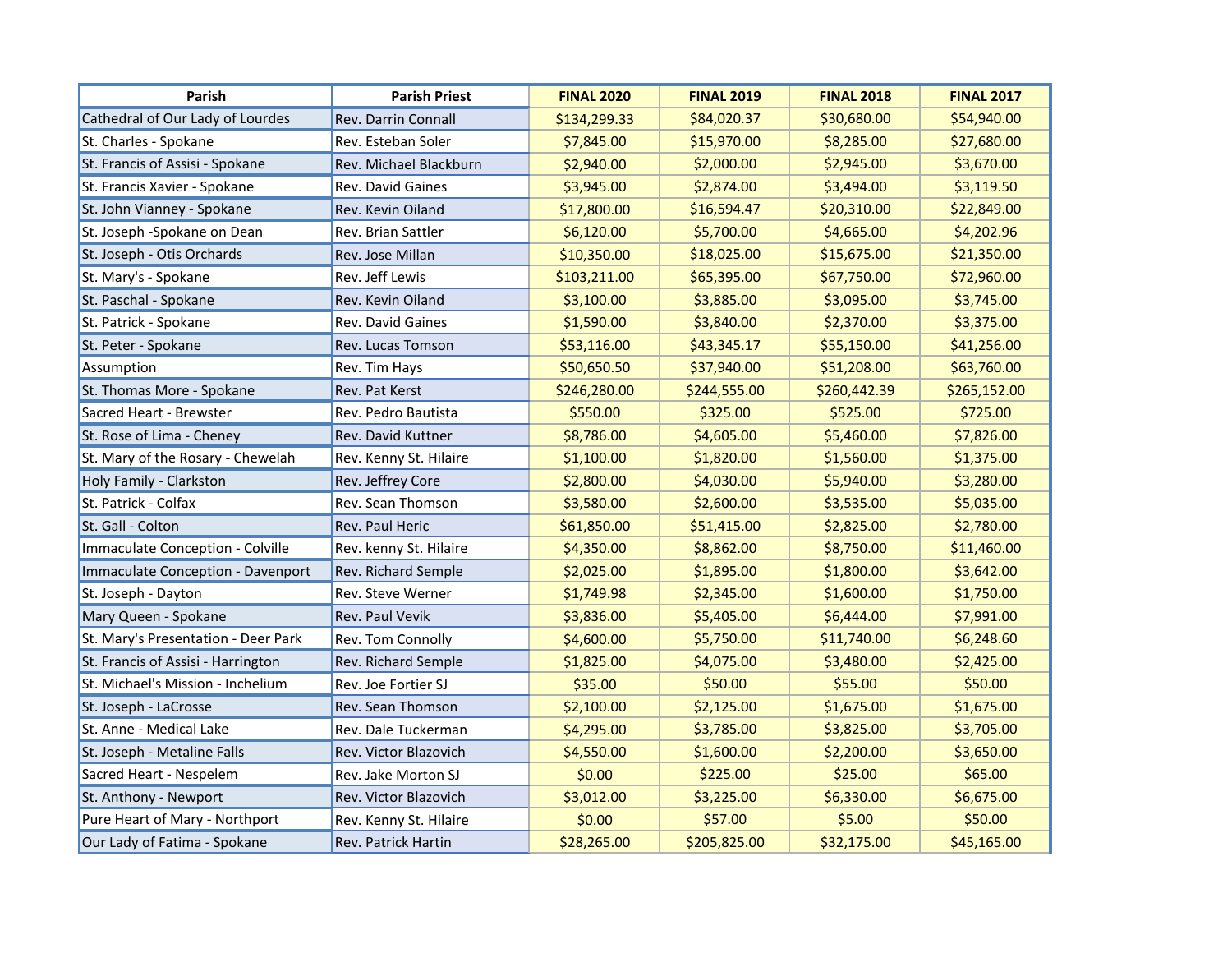| Parish | Parish Priest | FINAL 2020 | FINAL 2019 | FINAL 2018 | FINAL 2017 |
|---|---|---|---|---|---|
| Cathedral of Our Lady of Lourdes | Rev. Darrin Connall | $134,299.33 | $84,020.37 | $30,680.00 | $54,940.00 |
| St. Charles - Spokane | Rev. Esteban Soler | $7,845.00 | $15,970.00 | $8,285.00 | $27,680.00 |
| St. Francis of Assisi - Spokane | Rev. Michael Blackburn | $2,940.00 | $2,000.00 | $2,945.00 | $3,670.00 |
| St. Francis Xavier - Spokane | Rev. David Gaines | $3,945.00 | $2,874.00 | $3,494.00 | $3,119.50 |
| St. John Vianney - Spokane | Rev. Kevin Oiland | $17,800.00 | $16,594.47 | $20,310.00 | $22,849.00 |
| St. Joseph -Spokane on Dean | Rev. Brian Sattler | $6,120.00 | $5,700.00 | $4,665.00 | $4,202.96 |
| St. Joseph - Otis Orchards | Rev. Jose Millan | $10,350.00 | $18,025.00 | $15,675.00 | $21,350.00 |
| St. Mary's - Spokane | Rev. Jeff Lewis | $103,211.00 | $65,395.00 | $67,750.00 | $72,960.00 |
| St. Paschal - Spokane | Rev. Kevin Oiland | $3,100.00 | $3,885.00 | $3,095.00 | $3,745.00 |
| St. Patrick - Spokane | Rev. David Gaines | $1,590.00 | $3,840.00 | $2,370.00 | $3,375.00 |
| St. Peter - Spokane | Rev. Lucas Tomson | $53,116.00 | $43,345.17 | $55,150.00 | $41,256.00 |
| Assumption | Rev. Tim Hays | $50,650.50 | $37,940.00 | $51,208.00 | $63,760.00 |
| St. Thomas More - Spokane | Rev. Pat Kerst | $246,280.00 | $244,555.00 | $260,442.39 | $265,152.00 |
| Sacred Heart - Brewster | Rev. Pedro Bautista | $550.00 | $325.00 | $525.00 | $725.00 |
| St. Rose of Lima - Cheney | Rev. David Kuttner | $8,786.00 | $4,605.00 | $5,460.00 | $7,826.00 |
| St. Mary of the Rosary - Chewelah | Rev. Kenny St. Hilaire | $1,100.00 | $1,820.00 | $1,560.00 | $1,375.00 |
| Holy Family - Clarkston | Rev. Jeffrey Core | $2,800.00 | $4,030.00 | $5,940.00 | $3,280.00 |
| St. Patrick - Colfax | Rev. Sean Thomson | $3,580.00 | $2,600.00 | $3,535.00 | $5,035.00 |
| St. Gall - Colton | Rev. Paul Heric | $61,850.00 | $51,415.00 | $2,825.00 | $2,780.00 |
| Immaculate Conception - Colville | Rev. kenny St. Hilaire | $4,350.00 | $8,862.00 | $8,750.00 | $11,460.00 |
| Immaculate Conception - Davenport | Rev. Richard Semple | $2,025.00 | $1,895.00 | $1,800.00 | $3,642.00 |
| St. Joseph - Dayton | Rev. Steve Werner | $1,749.98 | $2,345.00 | $1,600.00 | $1,750.00 |
| Mary Queen - Spokane | Rev. Paul Vevik | $3,836.00 | $5,405.00 | $6,444.00 | $7,991.00 |
| St. Mary's Presentation - Deer Park | Rev. Tom Connolly | $4,600.00 | $5,750.00 | $11,740.00 | $6,248.60 |
| St. Francis of Assisi - Harrington | Rev. Richard Semple | $1,825.00 | $4,075.00 | $3,480.00 | $2,425.00 |
| St. Michael's Mission - Inchelium | Rev. Joe Fortier SJ | $35.00 | $50.00 | $55.00 | $50.00 |
| St. Joseph - LaCrosse | Rev. Sean Thomson | $2,100.00 | $2,125.00 | $1,675.00 | $1,675.00 |
| St. Anne - Medical Lake | Rev. Dale Tuckerman | $4,295.00 | $3,785.00 | $3,825.00 | $3,705.00 |
| St. Joseph - Metaline Falls | Rev. Victor Blazovich | $4,550.00 | $1,600.00 | $2,200.00 | $3,650.00 |
| Sacred Heart - Nespelem | Rev. Jake Morton SJ | $0.00 | $225.00 | $25.00 | $65.00 |
| St. Anthony - Newport | Rev. Victor Blazovich | $3,012.00 | $3,225.00 | $6,330.00 | $6,675.00 |
| Pure Heart of Mary - Northport | Rev. Kenny St. Hilaire | $0.00 | $57.00 | $5.00 | $50.00 |
| Our Lady of Fatima - Spokane | Rev. Patrick Hartin | $28,265.00 | $205,825.00 | $32,175.00 | $45,165.00 |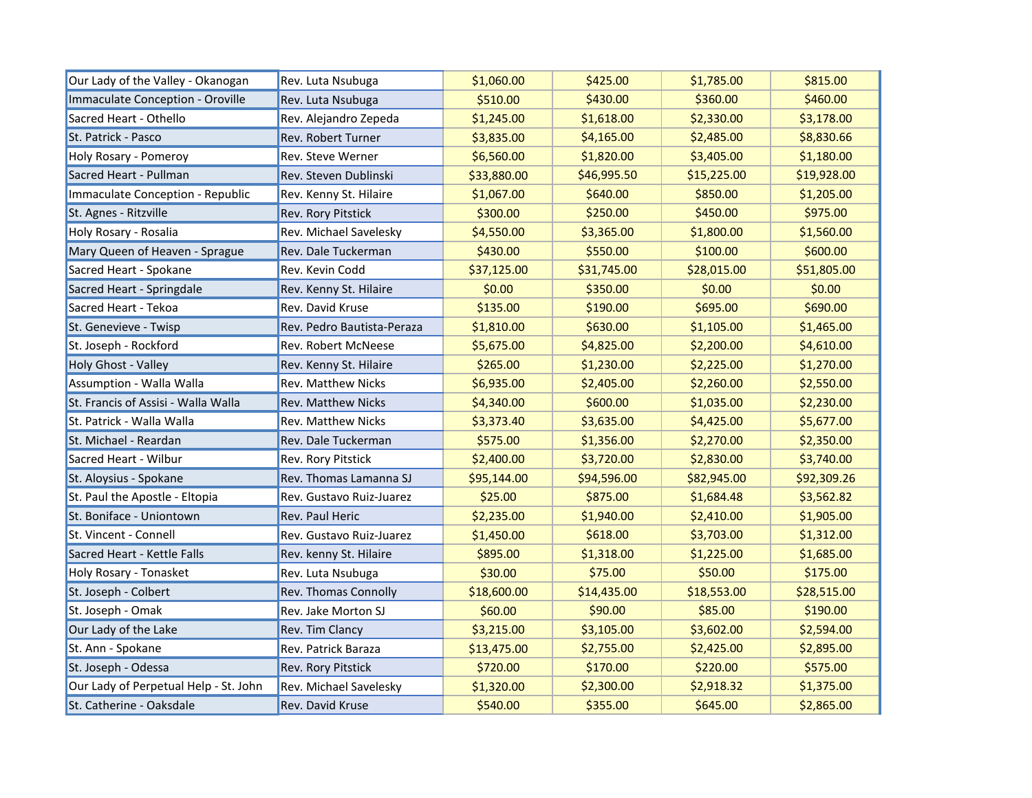| | | | | | |
|---|---|---|---|---|---|
| Our Lady of the Valley - Okanogan | Rev. Luta Nsubuga | $1,060.00 | $425.00 | $1,785.00 | $815.00 |
| Immaculate Conception - Oroville | Rev. Luta Nsubuga | $510.00 | $430.00 | $360.00 | $460.00 |
| Sacred Heart - Othello | Rev. Alejandro Zepeda | $1,245.00 | $1,618.00 | $2,330.00 | $3,178.00 |
| St. Patrick - Pasco | Rev. Robert Turner | $3,835.00 | $4,165.00 | $2,485.00 | $8,830.66 |
| Holy Rosary - Pomeroy | Rev. Steve Werner | $6,560.00 | $1,820.00 | $3,405.00 | $1,180.00 |
| Sacred Heart - Pullman | Rev. Steven Dublinski | $33,880.00 | $46,995.50 | $15,225.00 | $19,928.00 |
| Immaculate Conception - Republic | Rev. Kenny St. Hilaire | $1,067.00 | $640.00 | $850.00 | $1,205.00 |
| St. Agnes - Ritzville | Rev. Rory Pitstick | $300.00 | $250.00 | $450.00 | $975.00 |
| Holy Rosary - Rosalia | Rev. Michael Savelesky | $4,550.00 | $3,365.00 | $1,800.00 | $1,560.00 |
| Mary Queen of Heaven - Sprague | Rev. Dale Tuckerman | $430.00 | $550.00 | $100.00 | $600.00 |
| Sacred Heart - Spokane | Rev. Kevin Codd | $37,125.00 | $31,745.00 | $28,015.00 | $51,805.00 |
| Sacred Heart - Springdale | Rev. Kenny St. Hilaire | $0.00 | $350.00 | $0.00 | $0.00 |
| Sacred Heart - Tekoa | Rev. David Kruse | $135.00 | $190.00 | $695.00 | $690.00 |
| St. Genevieve - Twisp | Rev. Pedro Bautista-Peraza | $1,810.00 | $630.00 | $1,105.00 | $1,465.00 |
| St. Joseph - Rockford | Rev. Robert McNeese | $5,675.00 | $4,825.00 | $2,200.00 | $4,610.00 |
| Holy Ghost - Valley | Rev. Kenny St. Hilaire | $265.00 | $1,230.00 | $2,225.00 | $1,270.00 |
| Assumption - Walla Walla | Rev. Matthew Nicks | $6,935.00 | $2,405.00 | $2,260.00 | $2,550.00 |
| St. Francis of Assisi - Walla Walla | Rev. Matthew Nicks | $4,340.00 | $600.00 | $1,035.00 | $2,230.00 |
| St. Patrick - Walla Walla | Rev. Matthew Nicks | $3,373.40 | $3,635.00 | $4,425.00 | $5,677.00 |
| St. Michael - Reardan | Rev. Dale Tuckerman | $575.00 | $1,356.00 | $2,270.00 | $2,350.00 |
| Sacred Heart - Wilbur | Rev. Rory Pitstick | $2,400.00 | $3,720.00 | $2,830.00 | $3,740.00 |
| St. Aloysius - Spokane | Rev. Thomas Lamanna SJ | $95,144.00 | $94,596.00 | $82,945.00 | $92,309.26 |
| St. Paul the Apostle - Eltopia | Rev. Gustavo Ruiz-Juarez | $25.00 | $875.00 | $1,684.48 | $3,562.82 |
| St. Boniface - Uniontown | Rev. Paul Heric | $2,235.00 | $1,940.00 | $2,410.00 | $1,905.00 |
| St. Vincent - Connell | Rev. Gustavo Ruiz-Juarez | $1,450.00 | $618.00 | $3,703.00 | $1,312.00 |
| Sacred Heart - Kettle Falls | Rev. kenny St. Hilaire | $895.00 | $1,318.00 | $1,225.00 | $1,685.00 |
| Holy Rosary - Tonasket | Rev. Luta Nsubuga | $30.00 | $75.00 | $50.00 | $175.00 |
| St. Joseph - Colbert | Rev. Thomas Connolly | $18,600.00 | $14,435.00 | $18,553.00 | $28,515.00 |
| St. Joseph - Omak | Rev. Jake Morton SJ | $60.00 | $90.00 | $85.00 | $190.00 |
| Our Lady of the Lake | Rev. Tim Clancy | $3,215.00 | $3,105.00 | $3,602.00 | $2,594.00 |
| St. Ann - Spokane | Rev. Patrick Baraza | $13,475.00 | $2,755.00 | $2,425.00 | $2,895.00 |
| St. Joseph - Odessa | Rev. Rory Pitstick | $720.00 | $170.00 | $220.00 | $575.00 |
| Our Lady of Perpetual Help - St. John | Rev. Michael Savelesky | $1,320.00 | $2,300.00 | $2,918.32 | $1,375.00 |
| St. Catherine - Oaksdale | Rev. David Kruse | $540.00 | $355.00 | $645.00 | $2,865.00 |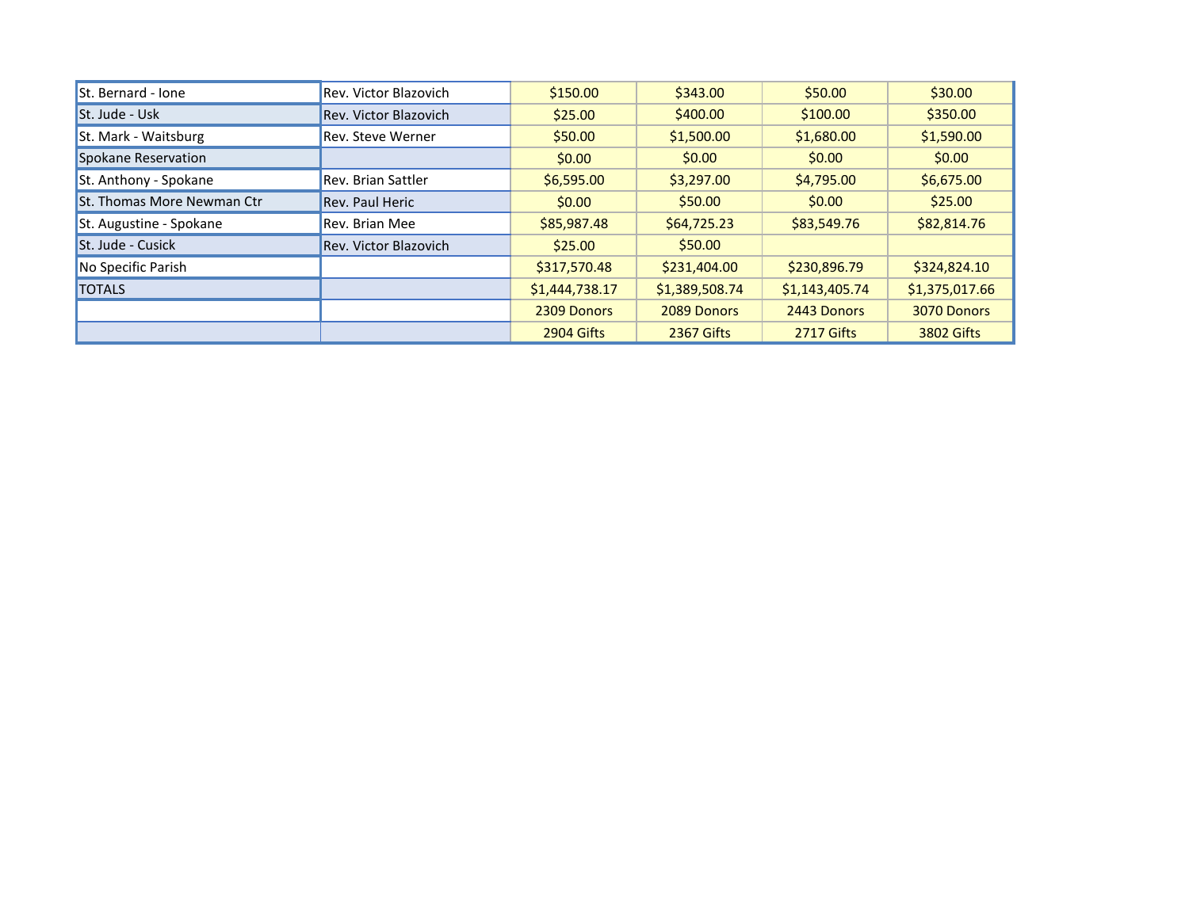| | | | | | |
|---|---|---|---|---|---|
| St. Bernard - Ione | Rev. Victor Blazovich | $150.00 | $343.00 | $50.00 | $30.00 |
| St. Jude - Usk | Rev. Victor Blazovich | $25.00 | $400.00 | $100.00 | $350.00 |
| St. Mark - Waitsburg | Rev. Steve Werner | $50.00 | $1,500.00 | $1,680.00 | $1,590.00 |
| Spokane Reservation | | $0.00 | $0.00 | $0.00 | $0.00 |
| St. Anthony - Spokane | Rev. Brian Sattler | $6,595.00 | $3,297.00 | $4,795.00 | $6,675.00 |
| St. Thomas More Newman Ctr | Rev. Paul Heric | $0.00 | $50.00 | $0.00 | $25.00 |
| St. Augustine - Spokane | Rev. Brian Mee | $85,987.48 | $64,725.23 | $83,549.76 | $82,814.76 |
| St. Jude - Cusick | Rev. Victor Blazovich | $25.00 | $50.00 | | |
| No Specific Parish | | $317,570.48 | $231,404.00 | $230,896.79 | $324,824.10 |
| TOTALS | | $1,444,738.17 | $1,389,508.74 | $1,143,405.74 | $1,375,017.66 |
| | | 2309 Donors | 2089 Donors | 2443 Donors | 3070 Donors |
| | | 2904 Gifts | 2367 Gifts | 2717 Gifts | 3802 Gifts |